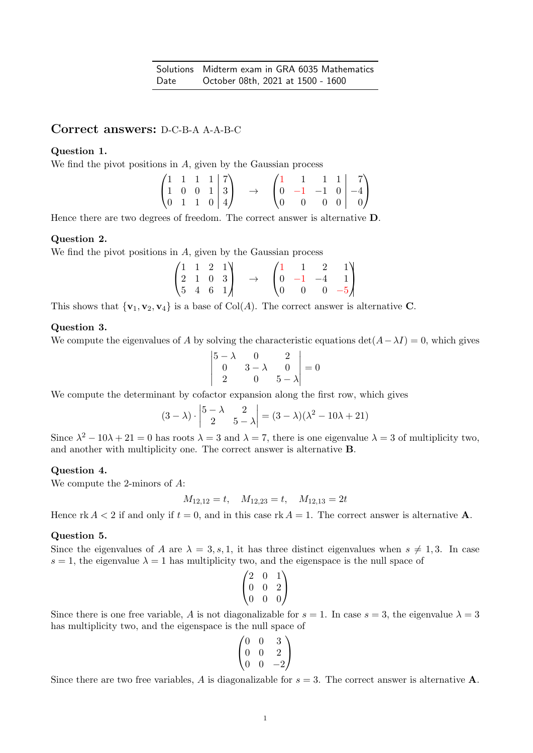| Solutions | Midterm exam in GRA 6035 Mathematics |
| --- | --- |
| Date | October 08th, 2021 at 1500 - 1600 |

## Correct answers: D-C-B-A A-A-B-C

**Question 1.**
We find the pivot positions in $A$, given by the Gaussian process

$$\left(\begin{array}{cccc|c} 1 & 1 & 1 & 1 & 7 \\ 1 & 0 & 0 & 1 & 3 \\ 0 & 1 & 1 & 0 & 4 \end{array}\right) \quad \rightarrow \quad \left(\begin{array}{cccc|c} 1 & 1 & 1 & 1 & 7 \\ 0 & -1 & -1 & 0 & -4 \\ 0 & 0 & 0 & 0 & 0 \end{array}\right)$$

Hence there are two degrees of freedom. The correct answer is alternative **D**.

**Question 2.**
We find the pivot positions in $A$, given by the Gaussian process

$$\left(\begin{array}{cccc} 1 & 1 & 2 & 1 \\ 2 & 1 & 0 & 3 \\ 5 & 4 & 6 & 1 \end{array}\right) \quad \rightarrow \quad \left(\begin{array}{cccc} 1 & 1 & 2 & 1 \\ 0 & -1 & -4 & 1 \\ 0 & 0 & 0 & -5 \end{array}\right)$$

This shows that $\{\mathbf{v}_1, \mathbf{v}_2, \mathbf{v}_4\}$ is a base of $\text{Col}(A)$. The correct answer is alternative **C**.

**Question 3.**
We compute the eigenvalues of $A$ by solving the characteristic equations $\det(A - \lambda I) = 0$, which gives

$$\begin{vmatrix} 5-\lambda & 0 & 2 \\ 0 & 3-\lambda & 0 \\ 2 & 0 & 5-\lambda \end{vmatrix} = 0$$

We compute the determinant by cofactor expansion along the first row, which gives

$$(3-\lambda) \cdot \begin{vmatrix} 5-\lambda & 2 \\ 2 & 5-\lambda \end{vmatrix} = (3-\lambda)(\lambda^2 - 10\lambda + 21)$$

Since $\lambda^2 - 10\lambda + 21 = 0$ has roots $\lambda = 3$ and $\lambda = 7$, there is one eigenvalue $\lambda = 3$ of multiplicity two, and another with multiplicity one. The correct answer is alternative **B**.

**Question 4.**
We compute the 2-minors of $A$:

$$M_{12,12} = t, \quad M_{12,23} = t, \quad M_{12,13} = 2t$$

Hence $\text{rk}\, A < 2$ if and only if $t = 0$, and in this case $\text{rk}\, A = 1$. The correct answer is alternative **A**.

**Question 5.**
Since the eigenvalues of $A$ are $\lambda = 3, s, 1$, it has three distinct eigenvalues when $s \neq 1, 3$. In case $s = 1$, the eigenvalue $\lambda = 1$ has multiplicity two, and the eigenspace is the null space of

$$\begin{pmatrix} 2 & 0 & 1 \\ 0 & 0 & 2 \\ 0 & 0 & 0 \end{pmatrix}$$

Since there is one free variable, $A$ is not diagonalizable for $s = 1$. In case $s = 3$, the eigenvalue $\lambda = 3$ has multiplicity two, and the eigenspace is the null space of

$$\begin{pmatrix} 0 & 0 & 3 \\ 0 & 0 & 2 \\ 0 & 0 & -2 \end{pmatrix}$$

Since there are two free variables, $A$ is diagonalizable for $s = 3$. The correct answer is alternative **A**.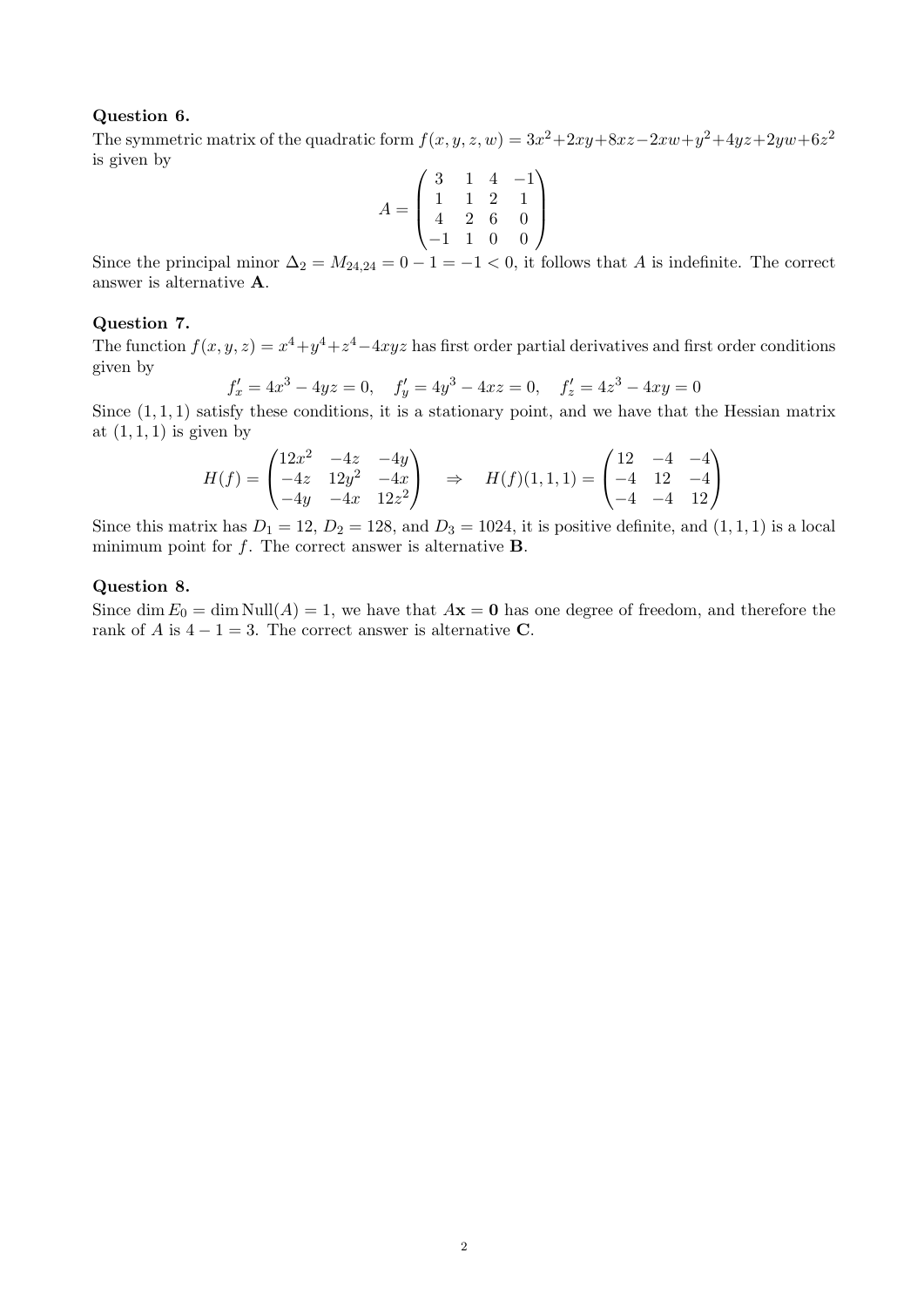**Question 6.**

The symmetric matrix of the quadratic form $f(x,y,z,w) = 3x^2+2xy+8xz-2xw+y^2+4yz+2yw+6z^2$ is given by

$$A = \begin{pmatrix} 3 & 1 & 4 & -1 \\ 1 & 1 & 2 & 1 \\ 4 & 2 & 6 & 0 \\ -1 & 1 & 0 & 0 \end{pmatrix}$$

Since the principal minor $\Delta_2 = M_{24,24} = 0 - 1 = -1 < 0$, it follows that $A$ is indefinite. The correct answer is alternative **A**.

**Question 7.**

The function $f(x,y,z) = x^4+y^4+z^4-4xyz$ has first order partial derivatives and first order conditions given by

$$f'_x = 4x^3 - 4yz = 0, \quad f'_y = 4y^3 - 4xz = 0, \quad f'_z = 4z^3 - 4xy = 0$$

Since $(1,1,1)$ satisfy these conditions, it is a stationary point, and we have that the Hessian matrix at $(1,1,1)$ is given by

$$H(f) = \begin{pmatrix} 12x^2 & -4z & -4y \\ -4z & 12y^2 & -4x \\ -4y & -4x & 12z^2 \end{pmatrix} \quad \Rightarrow \quad H(f)(1,1,1) = \begin{pmatrix} 12 & -4 & -4 \\ -4 & 12 & -4 \\ -4 & -4 & 12 \end{pmatrix}$$

Since this matrix has $D_1 = 12$, $D_2 = 128$, and $D_3 = 1024$, it is positive definite, and $(1,1,1)$ is a local minimum point for $f$. The correct answer is alternative **B**.

**Question 8.**

Since $\dim E_0 = \dim \text{Null}(A) = 1$, we have that $A\mathbf{x} = \mathbf{0}$ has one degree of freedom, and therefore the rank of $A$ is $4 - 1 = 3$. The correct answer is alternative **C**.